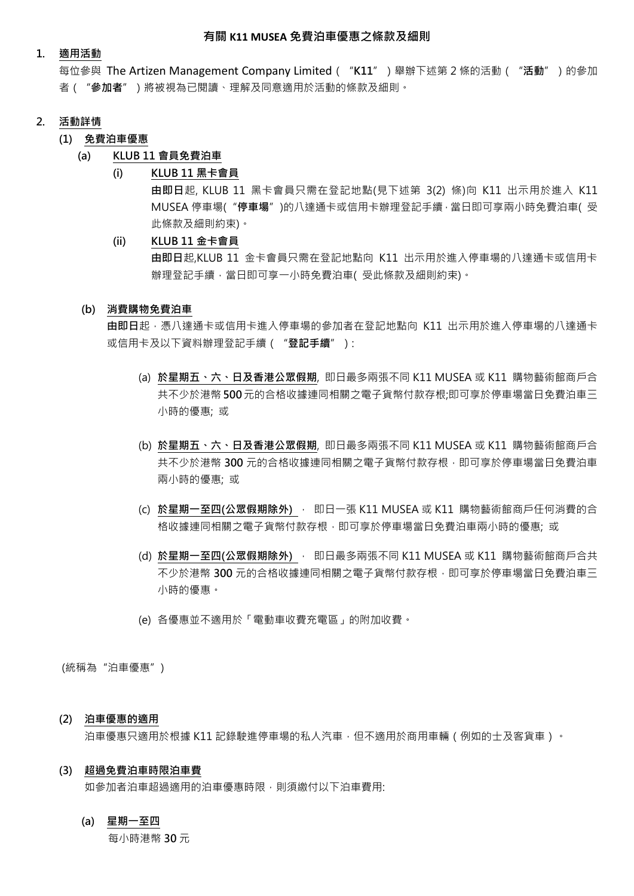# 有關 K11 MUSEA 免費泊車優惠之條款及細則

1. **適用活動**

   每位參與 The Artizen Management Company Limited（"**K11**"）舉辦下述第 2 條的活動（"**活動**"）的參加者（"**參加者**"）將被視為已閱讀、理解及同意適用於活動的條款及細則。

2. **活動詳情**

   **(1) 免費泊車優惠**

   **(a) KLUB 11 會員免費泊車**

   **(i) KLUB 11 黑卡會員**

   **由即日**起, KLUB 11 黑卡會員只需在登記地點(見下述第 3(2) 條)向 K11 出示用於進入 K11 MUSEA 停車場("**停車場**")的八達通卡或信用卡辦理登記手續，當日即可享兩小時免費泊車( 受此條款及細則約束)。

   **(ii) KLUB 11 金卡會員**

   **由即日**起,KLUB 11 金卡會員只需在登記地點向 K11 出示用於進入停車場的八達通卡或信用卡辦理登記手續，當日即可享一小時免費泊車( 受此條款及細則約束)。

   **(b) 消費購物免費泊車**

   **由即日**起，憑八達通卡或信用卡進入停車場的參加者在登記地點向 K11 出示用於進入停車場的八達通卡或信用卡及以下資料辦理登記手續（"**登記手續**"）:

   (a) **於星期五、六、日及香港公眾假期**, 即日最多兩張不同 K11 MUSEA 或 K11 購物藝術館商戶合共不少於港幣 **500** 元的合格收據連同相關之電子貨幣付款存根;即可享於停車場當日免費泊車三小時的優惠; 或

   (b) **於星期五、六、日及香港公眾假期**, 即日最多兩張不同 K11 MUSEA 或 K11 購物藝術館商戶合共不少於港幣 **300** 元的合格收據連同相關之電子貨幣付款存根，即可享於停車場當日免費泊車兩小時的優惠; 或

   (c) **於星期一至四(公眾假期除外)**， 即日一張 K11 MUSEA 或 K11 購物藝術館商戶任何消費的合格收據連同相關之電子貨幣付款存根，即可享於停車場當日免費泊車兩小時的優惠; 或

   (d) **於星期一至四(公眾假期除外)**， 即日最多兩張不同 K11 MUSEA 或 K11 購物藝術館商戶合共不少於港幣 **300** 元的合格收據連同相關之電子貨幣付款存根，即可享於停車場當日免費泊車三小時的優惠。

   (e) 各優惠並不適用於「電動車收費充電區」的附加收費。

(統稱為"泊車優惠")

   **(2) 泊車優惠的適用**

   泊車優惠只適用於根據 K11 記錄駛進停車場的私人汽車，但不適用於商用車輛（例如的士及客貨車）。

   **(3) 超過免費泊車時限泊車費**

   如參加者泊車超過適用的泊車優惠時限，則須繳付以下泊車費用:

   **(a) 星期一至四**

   每小時港幣 **30** 元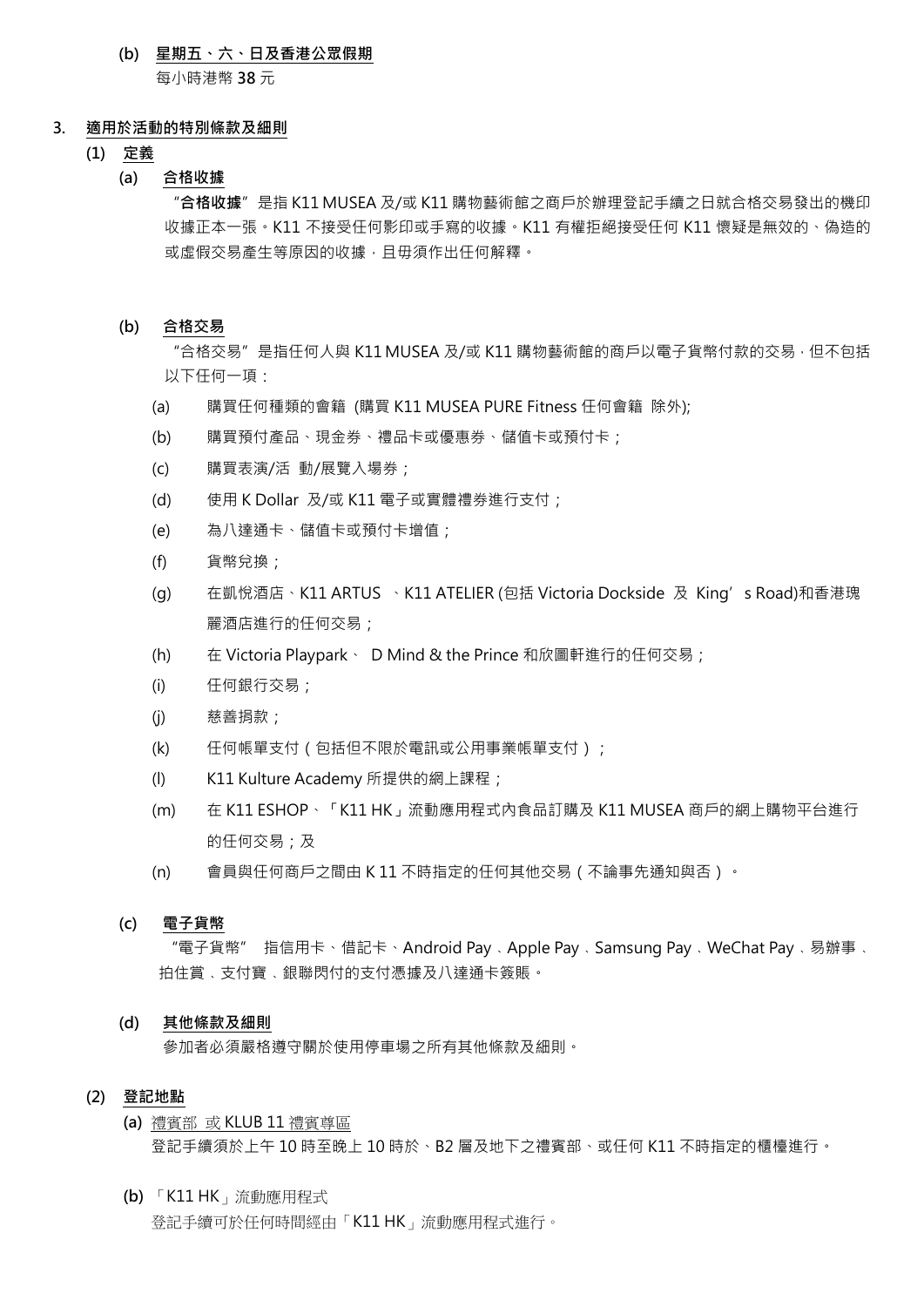**(b) 星期五、六、日及香港公眾假期**

每小時港幣 **38** 元

**3. 適用於活動的特別條款及細則**

**(1) 定義**

**(a) 合格收據**

"**合格收據**"是指 K11 MUSEA 及/或 K11 購物藝術館之商戶於辦理登記手續之日就合格交易發出的機印收據正本一張。K11 不接受任何影印或手寫的收據。K11 有權拒絕接受任何 K11 懷疑是無效的、偽造的或虛假交易產生等原因的收據，且毋須作出任何解釋。

**(b) 合格交易**

"合格交易"是指任何人與 K11 MUSEA 及/或 K11 購物藝術館的商戶以電子貨幣付款的交易，但不包括以下任何一項：

(a) 購買任何種類的會籍 (購買 K11 MUSEA PURE Fitness 任何會籍 除外);

(b) 購買預付產品、現金券、禮品卡或優惠券、儲值卡或預付卡；

(c) 購買表演/活 動/展覽入場券；

(d) 使用 K Dollar 及/或 K11 電子或實體禮券進行支付；

(e) 為八達通卡、儲值卡或預付卡增值；

(f) 貨幣兌換；

(g) 在凱悅酒店、K11 ARTUS 、K11 ATELIER (包括 Victoria Dockside 及 King's Road)和香港瑰麗酒店進行的任何交易；

(h) 在 Victoria Playpark、 D Mind & the Prince 和欣圖軒進行的任何交易；

(i) 任何銀行交易；

(j) 慈善捐款；

(k) 任何帳單支付（包括但不限於電訊或公用事業帳單支付）；

(l) K11 Kulture Academy 所提供的網上課程；

(m) 在 K11 ESHOP、「K11 HK」流動應用程式內食品訂購及 K11 MUSEA 商戶的網上購物平台進行的任何交易；及

(n) 會員與任何商戶之間由 K 11 不時指定的任何其他交易（不論事先通知與否）。

**(c) 電子貨幣**

"電子貨幣" 指信用卡、借記卡、Android Pay、Apple Pay、Samsung Pay、WeChat Pay、易辦事、拍住賞、支付寶、銀聯閃付的支付憑據及八達通卡簽賬。

**(d) 其他條款及細則**

參加者必須嚴格遵守關於使用停車場之所有其他條款及細則。

**(2) 登記地點**

**(a)** 禮賓部 或 KLUB 11 禮賓尊區

登記手續須於上午 10 時至晚上 10 時於、B2 層及地下之禮賓部、或任何 K11 不時指定的櫃檯進行。

**(b)** 「K11 HK」流動應用程式

登記手續可於任何時間經由「K11 HK」流動應用程式進行。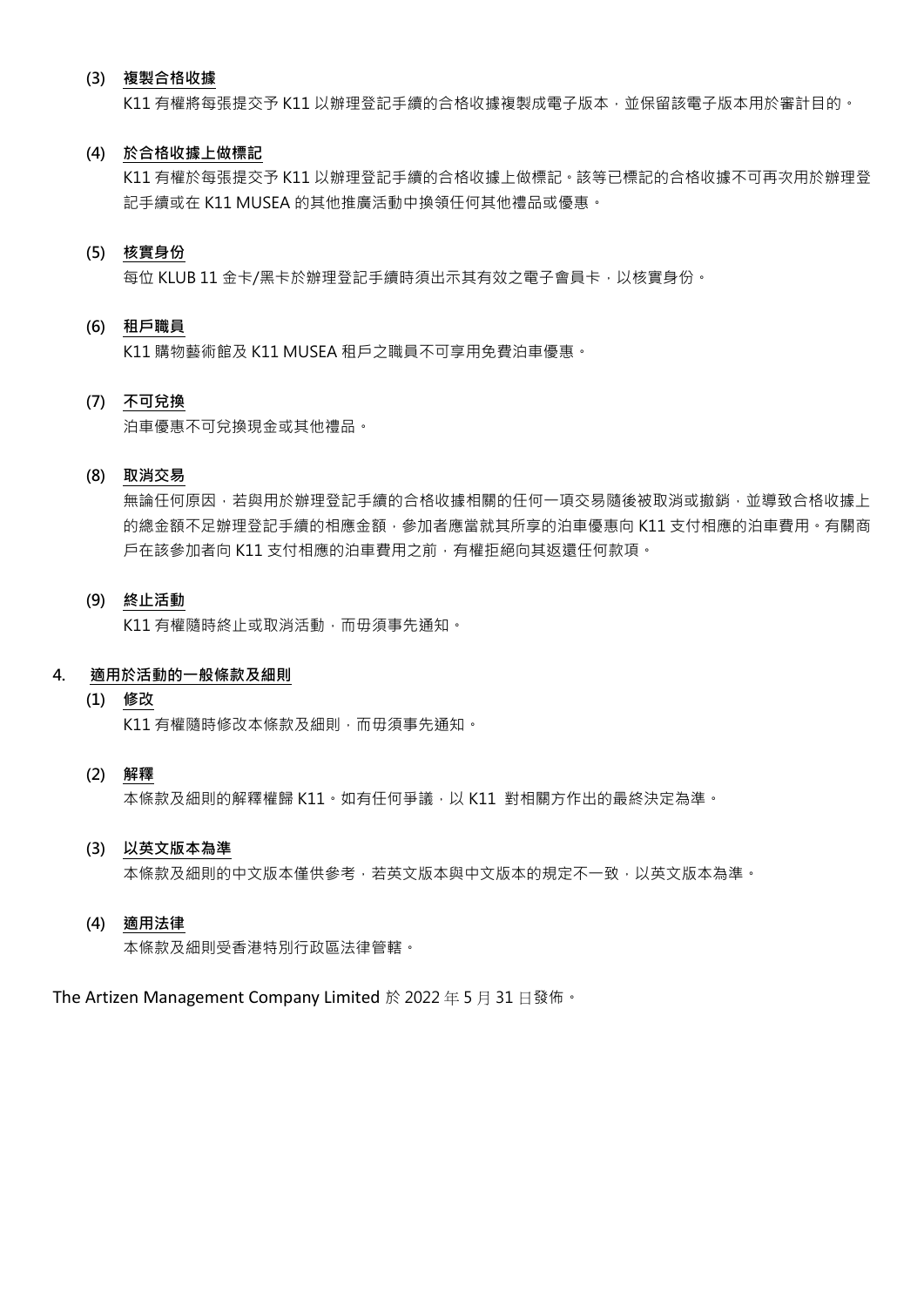**(3) 複製合格收據**

K11 有權將每張提交予 K11 以辦理登記手續的合格收據複製成電子版本，並保留該電子版本用於審計目的。

**(4) 於合格收據上做標記**

K11 有權於每張提交予 K11 以辦理登記手續的合格收據上做標記。該等已標記的合格收據不可再次用於辦理登記手續或在 K11 MUSEA 的其他推廣活動中換領任何其他禮品或優惠。

**(5) 核實身份**

每位 KLUB 11 金卡/黑卡於辦理登記手續時須出示其有效之電子會員卡，以核實身份。

**(6) 租戶職員**

K11 購物藝術館及 K11 MUSEA 租戶之職員不可享用免費泊車優惠。

**(7) 不可兌換**

泊車優惠不可兌換現金或其他禮品。

**(8) 取消交易**

無論任何原因，若與用於辦理登記手續的合格收據相關的任何一項交易隨後被取消或撤銷，並導致合格收據上的總金額不足辦理登記手續的相應金額，參加者應當就其所享的泊車優惠向 K11 支付相應的泊車費用。有關商戶在該參加者向 K11 支付相應的泊車費用之前，有權拒絕向其返還任何款項。

**(9) 終止活動**

K11 有權隨時終止或取消活動，而毋須事先通知。

## 4. 適用於活動的一般條款及細則

**(1) 修改**

K11 有權隨時修改本條款及細則，而毋須事先通知。

**(2) 解釋**

本條款及細則的解釋權歸 K11。如有任何爭議，以 K11 對相關方作出的最終決定為準。

**(3) 以英文版本為準**

本條款及細則的中文版本僅供參考，若英文版本與中文版本的規定不一致，以英文版本為準。

**(4) 適用法律**

本條款及細則受香港特別行政區法律管轄。

The Artizen Management Company Limited 於 2022 年 5 月 31 日發佈。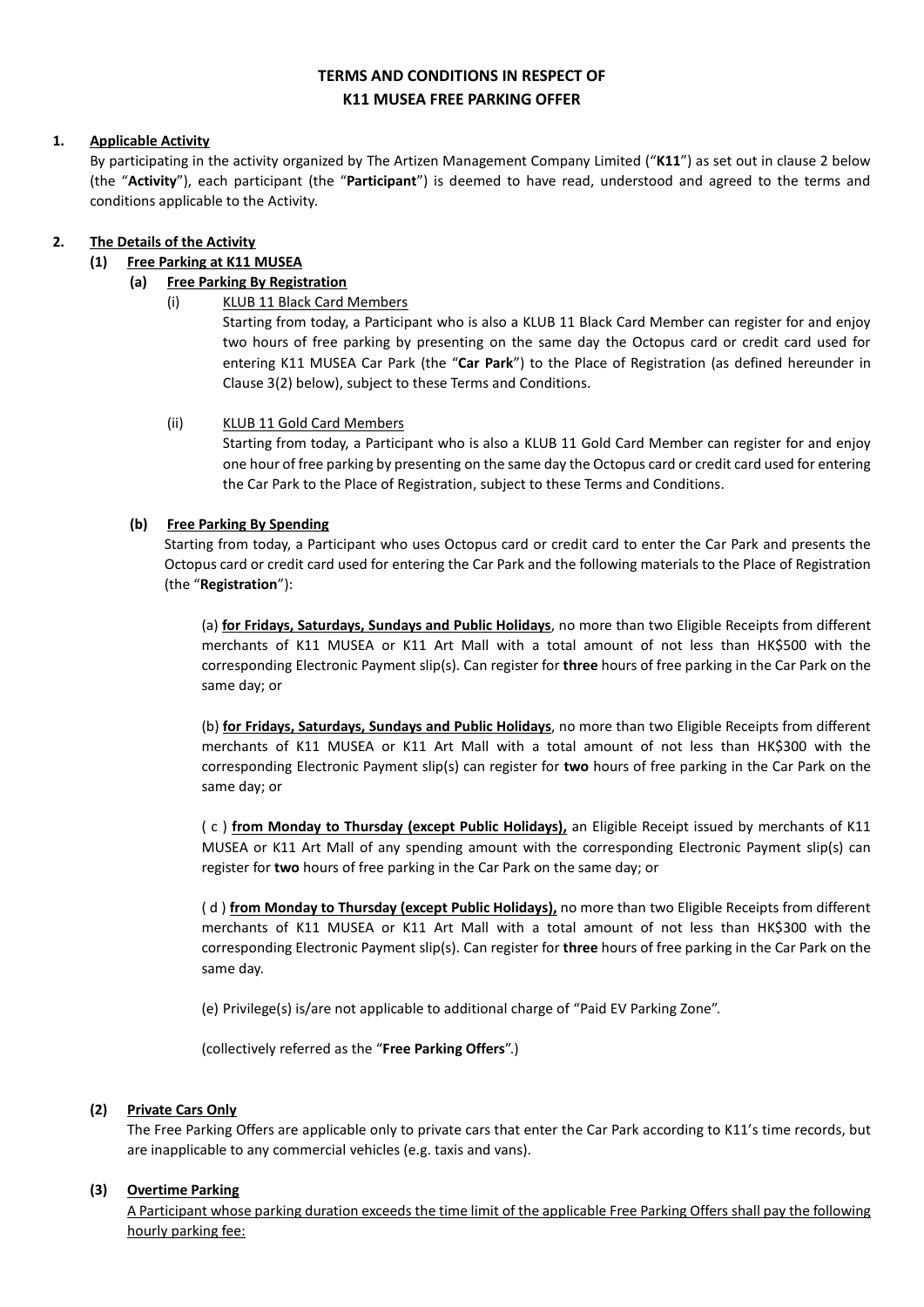# TERMS AND CONDITIONS IN RESPECT OF K11 MUSEA FREE PARKING OFFER

**1. Applicable Activity**

By participating in the activity organized by The Artizen Management Company Limited ("**K11**") as set out in clause 2 below (the "**Activity**"), each participant (the "**Participant**") is deemed to have read, understood and agreed to the terms and conditions applicable to the Activity.

**2. The Details of the Activity**

**(1) Free Parking at K11 MUSEA**

**(a) Free Parking By Registration**

(i) KLUB 11 Black Card Members

Starting from today, a Participant who is also a KLUB 11 Black Card Member can register for and enjoy two hours of free parking by presenting on the same day the Octopus card or credit card used for entering K11 MUSEA Car Park (the "**Car Park**") to the Place of Registration (as defined hereunder in Clause 3(2) below), subject to these Terms and Conditions.

(ii) KLUB 11 Gold Card Members

Starting from today, a Participant who is also a KLUB 11 Gold Card Member can register for and enjoy one hour of free parking by presenting on the same day the Octopus card or credit card used for entering the Car Park to the Place of Registration, subject to these Terms and Conditions.

**(b) Free Parking By Spending**

Starting from today, a Participant who uses Octopus card or credit card to enter the Car Park and presents the Octopus card or credit card used for entering the Car Park and the following materials to the Place of Registration (the "**Registration**"):

(a) **for Fridays, Saturdays, Sundays and Public Holidays**, no more than two Eligible Receipts from different merchants of K11 MUSEA or K11 Art Mall with a total amount of not less than HK$500 with the corresponding Electronic Payment slip(s). Can register for **three** hours of free parking in the Car Park on the same day; or

(b) **for Fridays, Saturdays, Sundays and Public Holidays**, no more than two Eligible Receipts from different merchants of K11 MUSEA or K11 Art Mall with a total amount of not less than HK$300 with the corresponding Electronic Payment slip(s) can register for **two** hours of free parking in the Car Park on the same day; or

( c ) **from Monday to Thursday (except Public Holidays),** an Eligible Receipt issued by merchants of K11 MUSEA or K11 Art Mall of any spending amount with the corresponding Electronic Payment slip(s) can register for **two** hours of free parking in the Car Park on the same day; or

( d ) **from Monday to Thursday (except Public Holidays),** no more than two Eligible Receipts from different merchants of K11 MUSEA or K11 Art Mall with a total amount of not less than HK$300 with the corresponding Electronic Payment slip(s). Can register for **three** hours of free parking in the Car Park on the same day.

(e) Privilege(s) is/are not applicable to additional charge of "Paid EV Parking Zone".

(collectively referred as the "**Free Parking Offers**".)

**(2) Private Cars Only**

The Free Parking Offers are applicable only to private cars that enter the Car Park according to K11's time records, but are inapplicable to any commercial vehicles (e.g. taxis and vans).

**(3) Overtime Parking**

A Participant whose parking duration exceeds the time limit of the applicable Free Parking Offers shall pay the following hourly parking fee: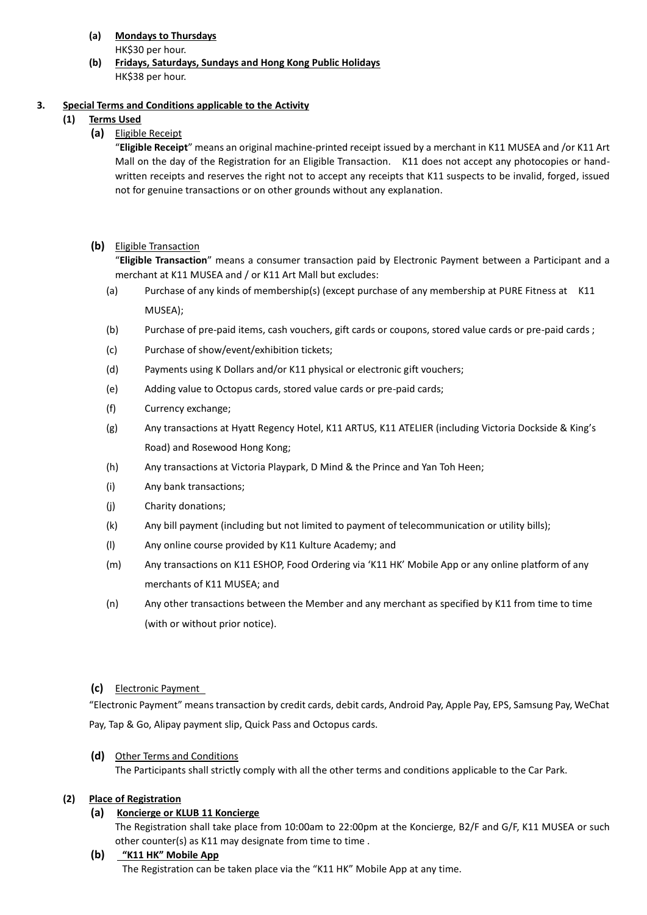**(a) Mondays to Thursdays**
HK$30 per hour.

**(b) Fridays, Saturdays, Sundays and Hong Kong Public Holidays**
HK$38 per hour.

**3. Special Terms and Conditions applicable to the Activity**

**(1) Terms Used**

**(a)** Eligible Receipt

"**Eligible Receipt**" means an original machine-printed receipt issued by a merchant in K11 MUSEA and /or K11 Art Mall on the day of the Registration for an Eligible Transaction. K11 does not accept any photocopies or hand-written receipts and reserves the right not to accept any receipts that K11 suspects to be invalid, forged, issued not for genuine transactions or on other grounds without any explanation.

**(b)** Eligible Transaction

"**Eligible Transaction**" means a consumer transaction paid by Electronic Payment between a Participant and a merchant at K11 MUSEA and / or K11 Art Mall but excludes:

(a) Purchase of any kinds of membership(s) (except purchase of any membership at PURE Fitness at K11 MUSEA);

(b) Purchase of pre-paid items, cash vouchers, gift cards or coupons, stored value cards or pre-paid cards ;

(c) Purchase of show/event/exhibition tickets;

(d) Payments using K Dollars and/or K11 physical or electronic gift vouchers;

(e) Adding value to Octopus cards, stored value cards or pre-paid cards;

(f) Currency exchange;

(g) Any transactions at Hyatt Regency Hotel, K11 ARTUS, K11 ATELIER (including Victoria Dockside & King's Road) and Rosewood Hong Kong;

(h) Any transactions at Victoria Playpark, D Mind & the Prince and Yan Toh Heen;

(i) Any bank transactions;

(j) Charity donations;

(k) Any bill payment (including but not limited to payment of telecommunication or utility bills);

(l) Any online course provided by K11 Kulture Academy; and

(m) Any transactions on K11 ESHOP, Food Ordering via 'K11 HK' Mobile App or any online platform of any merchants of K11 MUSEA; and

(n) Any other transactions between the Member and any merchant as specified by K11 from time to time (with or without prior notice).

**(c)** Electronic Payment

"Electronic Payment" means transaction by credit cards, debit cards, Android Pay, Apple Pay, EPS, Samsung Pay, WeChat Pay, Tap & Go, Alipay payment slip, Quick Pass and Octopus cards.

**(d)** Other Terms and Conditions

The Participants shall strictly comply with all the other terms and conditions applicable to the Car Park.

**(2) Place of Registration**

**(a) Koncierge or KLUB 11 Koncierge**

The Registration shall take place from 10:00am to 22:00pm at the Koncierge, B2/F and G/F, K11 MUSEA or such other counter(s) as K11 may designate from time to time .

**(b) "K11 HK" Mobile App**

The Registration can be taken place via the "K11 HK" Mobile App at any time.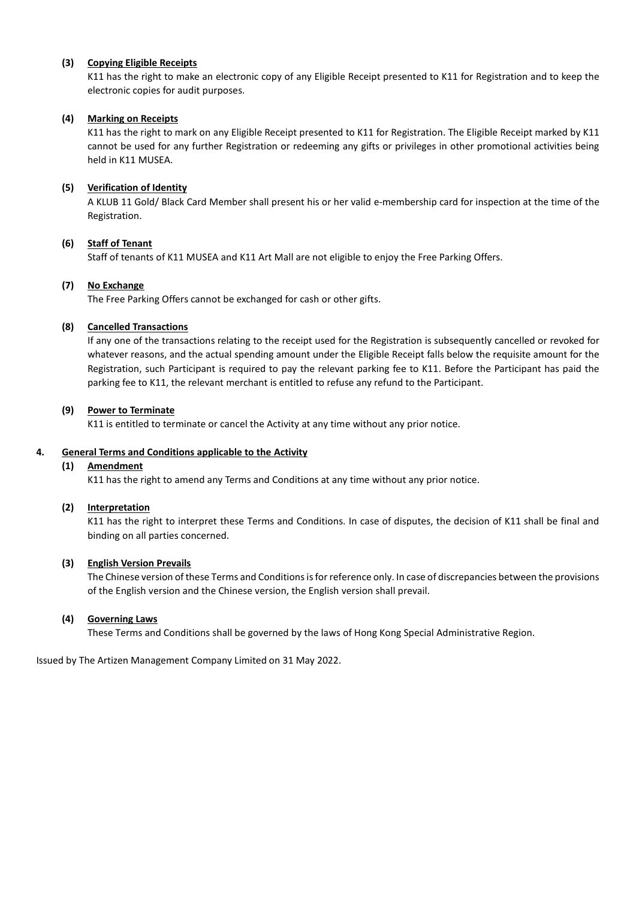**(3) Copying Eligible Receipts**

K11 has the right to make an electronic copy of any Eligible Receipt presented to K11 for Registration and to keep the electronic copies for audit purposes.

**(4) Marking on Receipts**

K11 has the right to mark on any Eligible Receipt presented to K11 for Registration. The Eligible Receipt marked by K11 cannot be used for any further Registration or redeeming any gifts or privileges in other promotional activities being held in K11 MUSEA.

**(5) Verification of Identity**

A KLUB 11 Gold/ Black Card Member shall present his or her valid e-membership card for inspection at the time of the Registration.

**(6) Staff of Tenant**

Staff of tenants of K11 MUSEA and K11 Art Mall are not eligible to enjoy the Free Parking Offers.

**(7) No Exchange**

The Free Parking Offers cannot be exchanged for cash or other gifts.

**(8) Cancelled Transactions**

If any one of the transactions relating to the receipt used for the Registration is subsequently cancelled or revoked for whatever reasons, and the actual spending amount under the Eligible Receipt falls below the requisite amount for the Registration, such Participant is required to pay the relevant parking fee to K11. Before the Participant has paid the parking fee to K11, the relevant merchant is entitled to refuse any refund to the Participant.

**(9) Power to Terminate**

K11 is entitled to terminate or cancel the Activity at any time without any prior notice.

**4. General Terms and Conditions applicable to the Activity**

**(1) Amendment**

K11 has the right to amend any Terms and Conditions at any time without any prior notice.

**(2) Interpretation**

K11 has the right to interpret these Terms and Conditions. In case of disputes, the decision of K11 shall be final and binding on all parties concerned.

**(3) English Version Prevails**

The Chinese version of these Terms and Conditions is for reference only. In case of discrepancies between the provisions of the English version and the Chinese version, the English version shall prevail.

**(4) Governing Laws**

These Terms and Conditions shall be governed by the laws of Hong Kong Special Administrative Region.

Issued by The Artizen Management Company Limited on 31 May 2022.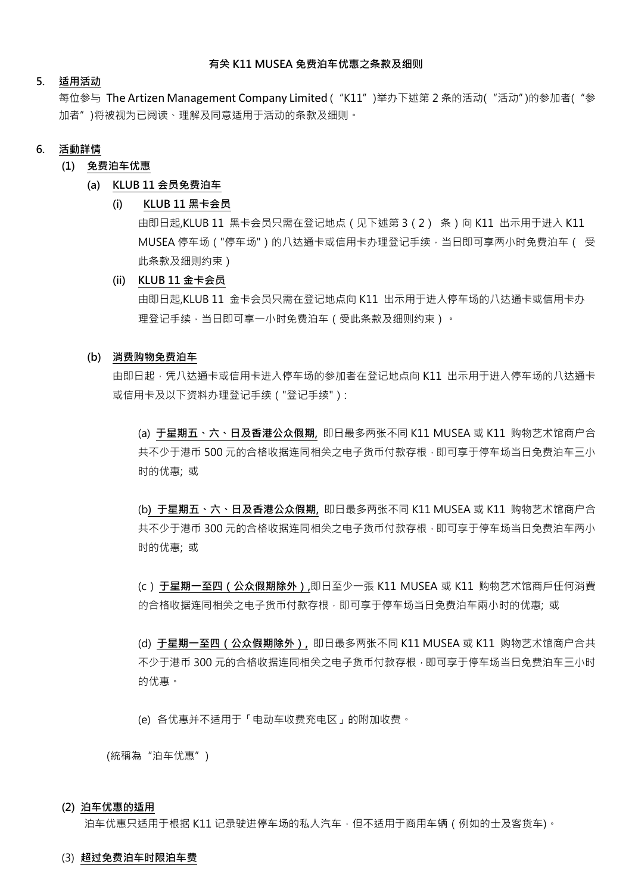**有关 K11 MUSEA 免费泊车优惠之条款及细则**

**5. 适用活动**

每位参与 The Artizen Management Company Limited（“K11”)举办下述第 2 条的活动(“活动”)的参加者(“参加者”)将被视为已阅读、理解及同意适用于活动的条款及细则。

**6. 活動詳情**

**(1) 免费泊车优惠**

**(a) KLUB 11 会员免费泊车**

**(i) KLUB 11 黑卡会员**

由即日起,KLUB 11 黑卡会员只需在登记地点（见下述第 3（2） 条）向 K11 出示用于进入 K11 MUSEA 停车场（"停车场"）的八达通卡或信用卡办理登记手续，当日即可享两小时免费泊车（ 受此条款及细则约束）

**(ii) KLUB 11 金卡会员**

由即日起,KLUB 11 金卡会员只需在登记地点向 K11 出示用于进入停车场的八达通卡或信用卡办理登记手续，当日即可享一小时免费泊车（受此条款及细则约束）。

**(b) 消费购物免费泊车**

由即日起，凭八达通卡或信用卡进入停车场的参加者在登记地点向 K11 出示用于进入停车场的八达通卡或信用卡及以下资料办理登记手续（"登记手续"）:

(a) **于星期五、六、日及香港公众假期,** 即日最多两张不同 K11 MUSEA 或 K11 购物艺术馆商户合共不少于港币 500 元的合格收据连同相关之电子货币付款存根，即可享于停车场当日免费泊车三小时的优惠; 或

(b**) 于星期五、六、日及香港公众假期,** 即日最多两张不同 K11 MUSEA 或 K11 购物艺术馆商户合共不少于港币 300 元的合格收据连同相关之电子货币付款存根，即可享于停车场当日免费泊车两小时的优惠; 或

(c）**于星期一至四（公众假期除外）,**即日至少一張 K11 MUSEA 或 K11 购物艺术馆商戶任何消費的合格收据连同相关之电子货币付款存根，即可享于停车场当日免费泊车兩小时的优惠; 或

(d) **于星期一至四（公众假期除外）,** 即日最多两张不同 K11 MUSEA 或 K11 购物艺术馆商户合共不少于港币 300 元的合格收据连同相关之电子货币付款存根，即可享于停车场当日免费泊车三小时的优惠。

(e) 各优惠并不适用于「电动车收费充电区」的附加收费。

(統稱為“泊车优惠”)

**(2) 泊车优惠的适用**

泊车优惠只适用于根据 K11 记录驶进停车场的私人汽车，但不适用于商用车辆（例如的士及客货车)。

(3) **超过免费泊车时限泊车费**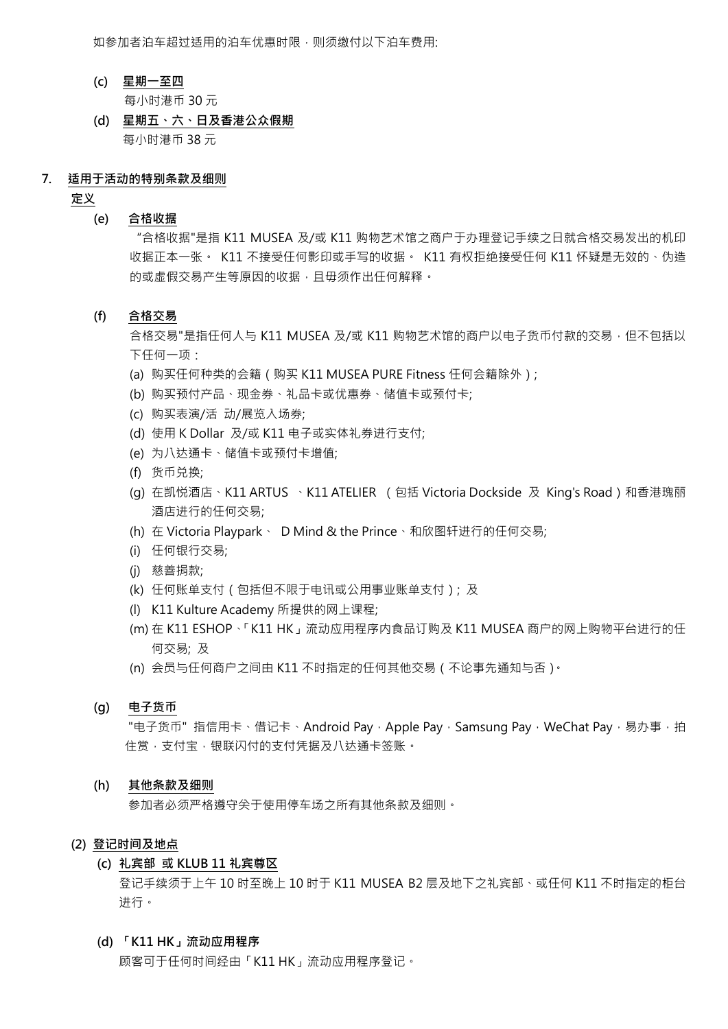如参加者泊车超过适用的泊车优惠时限，则须缴付以下泊车费用:

(c) **星期一至四**

每小时港币 30 元

(d) **星期五、六、日及香港公众假期**

每小时港币 38 元

## 7. 适用于活动的特别条款及细则

**定义**

(e) **合格收据**

"合格收据"是指 K11 MUSEA 及/或 K11 购物艺术馆之商户于办理登记手续之日就合格交易发出的机印收据正本一张。 K11 不接受任何影印或手写的收据。 K11 有权拒绝接受任何 K11 怀疑是无效的、伪造的或虚假交易产生等原因的收据，且毋须作出任何解释。

(f) **合格交易**

合格交易"是指任何人与 K11 MUSEA 及/或 K11 购物艺术馆的商户以电子货币付款的交易，但不包括以下任何一项：

(a) 购买任何种类的会籍（购买 K11 MUSEA PURE Fitness 任何会籍除外）;
(b) 购买预付产品、现金券、礼品卡或优惠券、储值卡或预付卡;
(c) 购买表演/活 动/展览入场券;
(d) 使用 K Dollar 及/或 K11 电子或实体礼券进行支付;
(e) 为八达通卡、储值卡或预付卡增值;
(f) 货币兑换;
(g) 在凯悦酒店、K11 ARTUS 、K11 ATELIER （包括 Victoria Dockside 及 King's Road）和香港瑰丽酒店进行的任何交易;
(h) 在 Victoria Playpark、 D Mind & the Prince、和欣图轩进行的任何交易;
(i) 任何银行交易;
(j) 慈善捐款;
(k) 任何账单支付（包括但不限于电讯或公用事业账单支付）; 及
(l) K11 Kulture Academy 所提供的网上课程;
(m) 在 K11 ESHOP、「K11 HK」流动应用程序内食品订购及 K11 MUSEA 商户的网上购物平台进行的任何交易; 及
(n) 会员与任何商户之间由 K11 不时指定的任何其他交易（不论事先通知与否）。

(g) **电子货币**

"电子货币" 指信用卡、借记卡、Android Pay，Apple Pay，Samsung Pay，WeChat Pay，易办事，拍住赏，支付宝，银联闪付的支付凭据及八达通卡签账。

(h) **其他条款及细则**

参加者必须严格遵守关于使用停车场之所有其他条款及细则。

**(2) 登记时间及地点**

(c) **礼宾部 或 KLUB 11 礼宾尊区**

登记手续须于上午 10 时至晚上 10 时于 K11 MUSEA B2 层及地下之礼宾部、或任何 K11 不时指定的柜台进行。

(d) **「K11 HK」流动应用程序**

顾客可于任何时间经由「K11 HK」流动应用程序登记。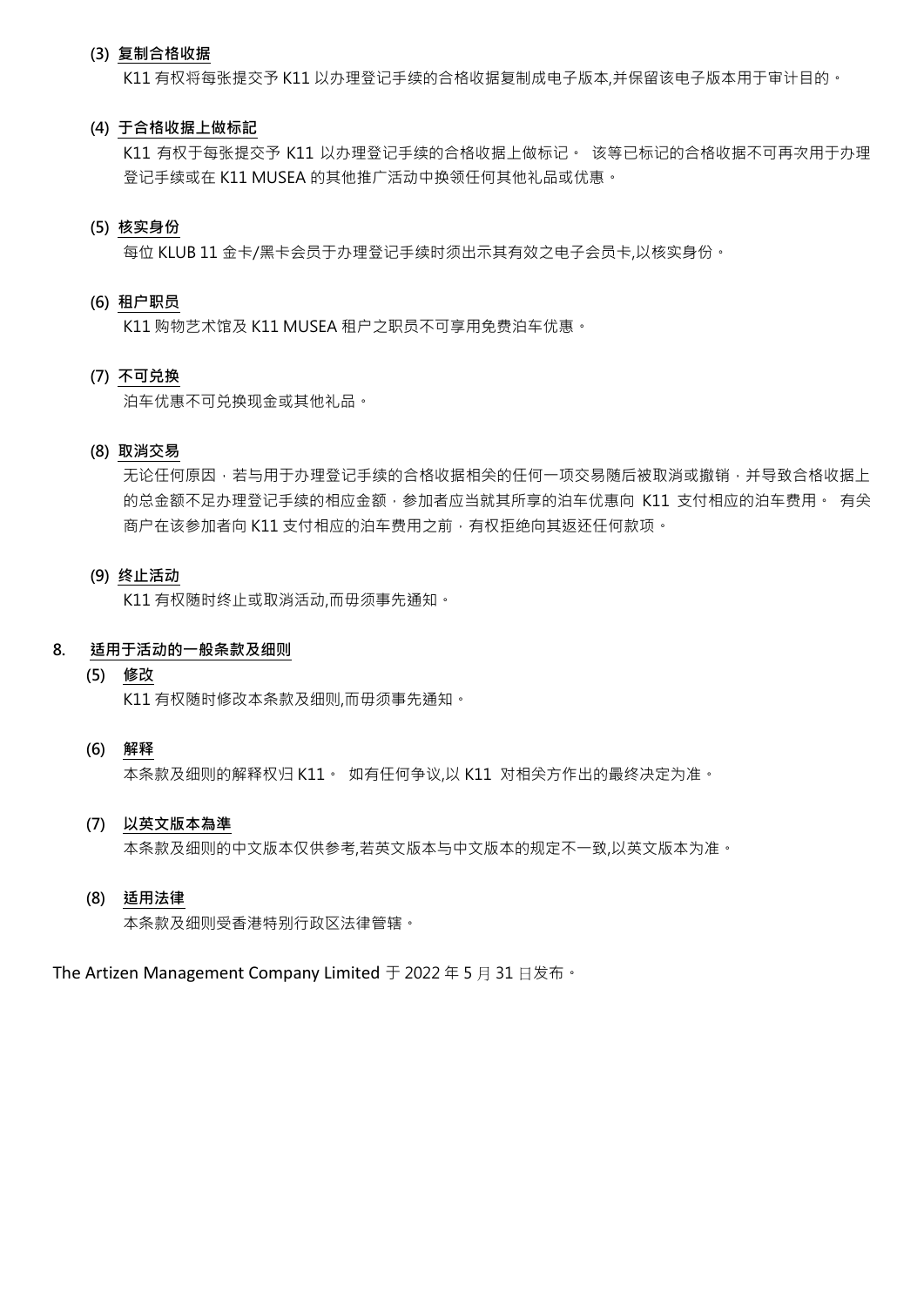(3) **复制合格收据**

K11 有权将每张提交予 K11 以办理登记手续的合格收据复制成电子版本,并保留该电子版本用于审计目的。

(4) **于合格收据上做标記**

K11 有权于每张提交予 K11 以办理登记手续的合格收据上做标记。 该等已标记的合格收据不可再次用于办理登记手续或在 K11 MUSEA 的其他推广活动中换领任何其他礼品或优惠。

(5) **核实身份**

每位 KLUB 11 金卡/黑卡会员于办理登记手续时须出示其有效之电子会员卡,以核实身份。

(6) **租户职员**

K11 购物艺术馆及 K11 MUSEA 租户之职员不可享用免费泊车优惠。

(7) **不可兑换**

泊车优惠不可兑换现金或其他礼品。

(8) **取消交易**

无论任何原因,若与用于办理登记手续的合格收据相关的任何一项交易随后被取消或撤销,并导致合格收据上的总金额不足办理登记手续的相应金额,参加者应当就其所享的泊车优惠向 K11 支付相应的泊车费用。 有关商户在该参加者向 K11 支付相应的泊车费用之前,有权拒绝向其返还任何款项。

(9) **终止活动**

K11 有权随时终止或取消活动,而毋须事先通知。

8. **适用于活动的一般条款及细则**

(5) **修改**

K11 有权随时修改本条款及细则,而毋须事先通知。

(6) **解释**

本条款及细则的解释权归 K11。 如有任何争议,以 K11 对相关方作出的最终决定为准。

(7) **以英文版本為準**

本条款及细则的中文版本仅供参考,若英文版本与中文版本的规定不一致,以英文版本为准。

(8) **适用法律**

本条款及细则受香港特别行政区法律管辖。

The Artizen Management Company Limited 于 2022 年 5 月 31 日发布。